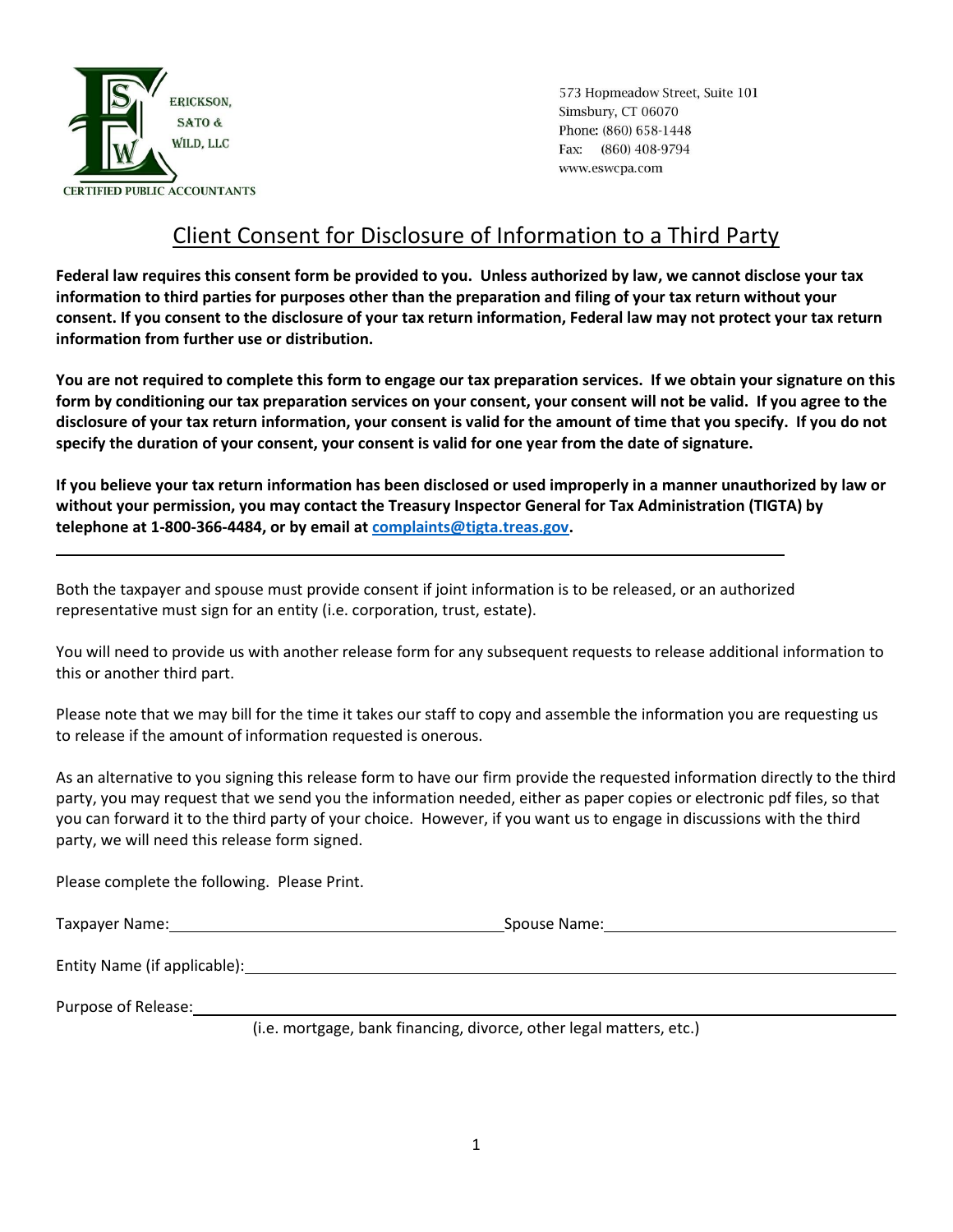ERICKSON, SATO & WILD, LLC
CERTIFIED PUBLIC ACCOUNTANTS

573 Hopmeadow Street, Suite 101
Simsbury, CT 06070
Phone: (860) 658-1448
Fax: (860) 408-9794
www.eswcpa.com

# Client Consent for Disclosure of Information to a Third Party

**Federal law requires this consent form be provided to you. Unless authorized by law, we cannot disclose your tax information to third parties for purposes other than the preparation and filing of your tax return without your consent. If you consent to the disclosure of your tax return information, Federal law may not protect your tax return information from further use or distribution.**

**You are not required to complete this form to engage our tax preparation services. If we obtain your signature on this form by conditioning our tax preparation services on your consent, your consent will not be valid. If you agree to the disclosure of your tax return information, your consent is valid for the amount of time that you specify. If you do not specify the duration of your consent, your consent is valid for one year from the date of signature.**

**If you believe your tax return information has been disclosed or used improperly in a manner unauthorized by law or without your permission, you may contact the Treasury Inspector General for Tax Administration (TIGTA) by telephone at 1-800-366-4484, or by email at complaints@tigta.treas.gov.**

---

Both the taxpayer and spouse must provide consent if joint information is to be released, or an authorized representative must sign for an entity (i.e. corporation, trust, estate).

You will need to provide us with another release form for any subsequent requests to release additional information to this or another third part.

Please note that we may bill for the time it takes our staff to copy and assemble the information you are requesting us to release if the amount of information requested is onerous.

As an alternative to you signing this release form to have our firm provide the requested information directly to the third party, you may request that we send you the information needed, either as paper copies or electronic pdf files, so that you can forward it to the third party of your choice. However, if you want us to engage in discussions with the third party, we will need this release form signed.

Please complete the following. Please Print.

Taxpayer Name: ______________________________ Spouse Name: ______________________________

Entity Name (if applicable): ______________________________________________________________

Purpose of Release: ____________________________________________________________________
(i.e. mortgage, bank financing, divorce, other legal matters, etc.)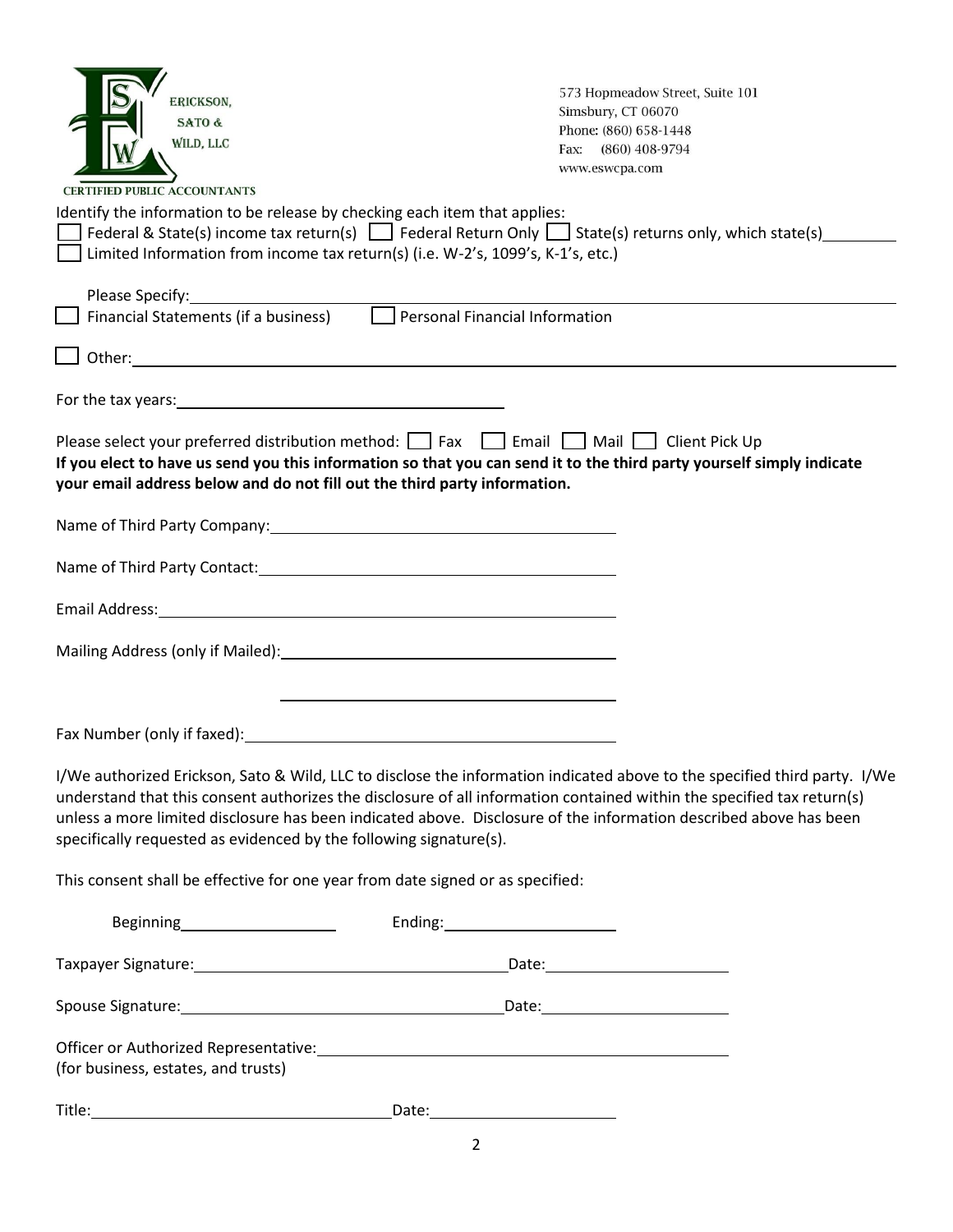ERICKSON, SATO & WILD, LLC
CERTIFIED PUBLIC ACCOUNTANTS

573 Hopmeadow Street, Suite 101
Simsbury, CT 06070
Phone: (860) 658-1448
Fax: (860) 408-9794
www.eswcpa.com

Identify the information to be release by checking each item that applies:

☐ Federal & State(s) income tax return(s) ☐ Federal Return Only ☐ State(s) returns only, which state(s)\_\_\_\_\_\_\_\_\_

☐ Limited Information from income tax return(s) (i.e. W-2's, 1099's, K-1's, etc.)

Please Specify:\_\_\_\_\_\_\_\_\_\_\_\_\_\_\_\_\_\_\_\_\_\_\_\_\_\_\_\_\_\_\_\_\_\_\_\_\_\_\_\_\_\_\_\_\_\_\_\_

☐ Financial Statements (if a business) ☐ Personal Financial Information

☐ Other:\_\_\_\_\_\_\_\_\_\_\_\_\_\_\_\_\_\_\_\_\_\_\_\_\_\_\_\_\_\_\_\_\_\_\_\_\_\_\_\_\_\_\_\_\_\_\_\_

For the tax years:\_\_\_\_\_\_\_\_\_\_\_\_\_\_\_\_\_\_\_\_\_\_\_\_\_\_\_\_\_\_\_\_

Please select your preferred distribution method: ☐ Fax ☐ Email ☐ Mail ☐ Client Pick Up

**If you elect to have us send you this information so that you can send it to the third party yourself simply indicate your email address below and do not fill out the third party information.**

Name of Third Party Company:\_\_\_\_\_\_\_\_\_\_\_\_\_\_\_\_\_\_\_\_\_\_\_\_\_\_\_\_\_\_\_\_

Name of Third Party Contact:\_\_\_\_\_\_\_\_\_\_\_\_\_\_\_\_\_\_\_\_\_\_\_\_\_\_\_\_\_\_\_\_

Email Address:\_\_\_\_\_\_\_\_\_\_\_\_\_\_\_\_\_\_\_\_\_\_\_\_\_\_\_\_\_\_\_\_

Mailing Address (only if Mailed):\_\_\_\_\_\_\_\_\_\_\_\_\_\_\_\_\_\_\_\_\_\_\_\_\_\_\_\_\_\_\_\_

\_\_\_\_\_\_\_\_\_\_\_\_\_\_\_\_\_\_\_\_\_\_\_\_\_\_\_\_\_\_\_\_

Fax Number (only if faxed):\_\_\_\_\_\_\_\_\_\_\_\_\_\_\_\_\_\_\_\_\_\_\_\_\_\_\_\_\_\_\_\_

I/We authorized Erickson, Sato & Wild, LLC to disclose the information indicated above to the specified third party. I/We understand that this consent authorizes the disclosure of all information contained within the specified tax return(s) unless a more limited disclosure has been indicated above. Disclosure of the information described above has been specifically requested as evidenced by the following signature(s).

This consent shall be effective for one year from date signed or as specified:

Beginning\_\_\_\_\_\_\_\_\_\_\_\_\_\_\_\_ Ending:\_\_\_\_\_\_\_\_\_\_\_\_\_\_\_\_

Taxpayer Signature:\_\_\_\_\_\_\_\_\_\_\_\_\_\_\_\_\_\_\_\_\_\_\_\_\_\_\_\_\_\_\_\_ Date:\_\_\_\_\_\_\_\_\_\_\_\_\_\_\_\_

Spouse Signature:\_\_\_\_\_\_\_\_\_\_\_\_\_\_\_\_\_\_\_\_\_\_\_\_\_\_\_\_\_\_\_\_ Date:\_\_\_\_\_\_\_\_\_\_\_\_\_\_\_\_

Officer or Authorized Representative:\_\_\_\_\_\_\_\_\_\_\_\_\_\_\_\_\_\_\_\_\_\_\_\_\_\_\_\_\_\_\_\_
(for business, estates, and trusts)

Title:\_\_\_\_\_\_\_\_\_\_\_\_\_\_\_\_\_\_\_\_\_\_\_\_\_\_\_\_\_\_\_\_ Date:\_\_\_\_\_\_\_\_\_\_\_\_\_\_\_\_